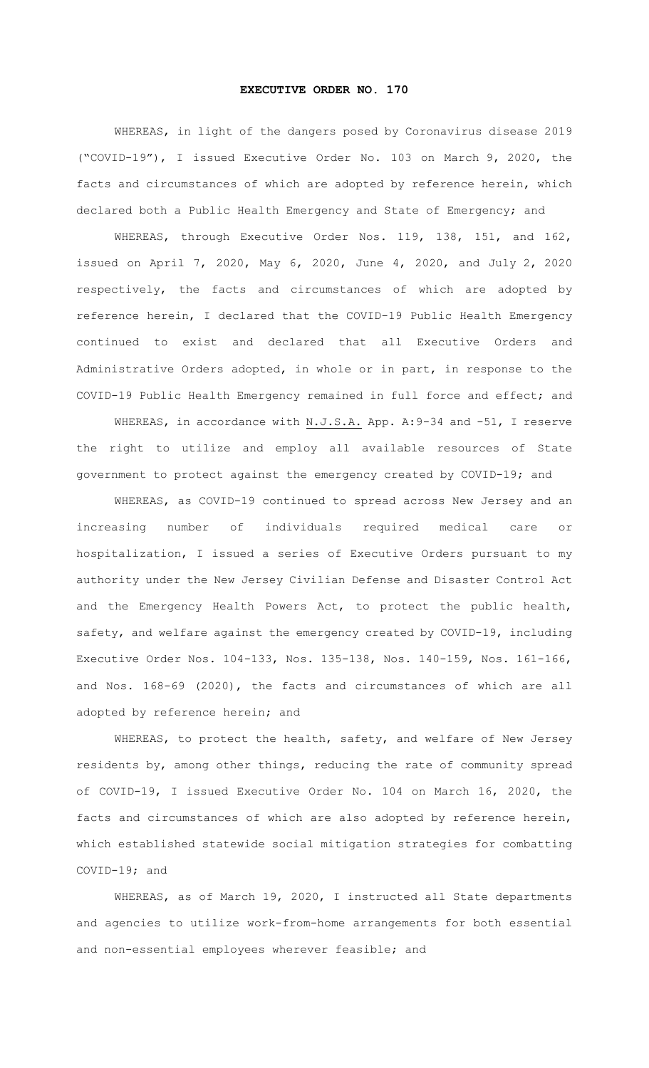# EXECUTIVE ORDER NO. 170

WHEREAS, in light of the dangers posed by Coronavirus disease 2019 ("COVID-19"), I issued Executive Order No. 103 on March 9, 2020, the facts and circumstances of which are adopted by reference herein, which declared both a Public Health Emergency and State of Emergency; and

WHEREAS, through Executive Order Nos. 119, 138, 151, and 162, issued on April 7, 2020, May 6, 2020, June 4, 2020, and July 2, 2020 respectively, the facts and circumstances of which are adopted by reference herein, I declared that the COVID-19 Public Health Emergency continued to exist and declared that all Executive Orders and Administrative Orders adopted, in whole or in part, in response to the COVID-19 Public Health Emergency remained in full force and effect; and

WHEREAS, in accordance with N.J.S.A. App. A:9-34 and -51, I reserve the right to utilize and employ all available resources of State government to protect against the emergency created by COVID-19; and

WHEREAS, as COVID-19 continued to spread across New Jersey and an increasing number of individuals required medical care or hospitalization, I issued a series of Executive Orders pursuant to my authority under the New Jersey Civilian Defense and Disaster Control Act and the Emergency Health Powers Act, to protect the public health, safety, and welfare against the emergency created by COVID-19, including Executive Order Nos. 104-133, Nos. 135-138, Nos. 140-159, Nos. 161-166, and Nos. 168-69 (2020), the facts and circumstances of which are all adopted by reference herein; and

WHEREAS, to protect the health, safety, and welfare of New Jersey residents by, among other things, reducing the rate of community spread of COVID-19, I issued Executive Order No. 104 on March 16, 2020, the facts and circumstances of which are also adopted by reference herein, which established statewide social mitigation strategies for combatting COVID-19; and

WHEREAS, as of March 19, 2020, I instructed all State departments and agencies to utilize work-from-home arrangements for both essential and non-essential employees wherever feasible; and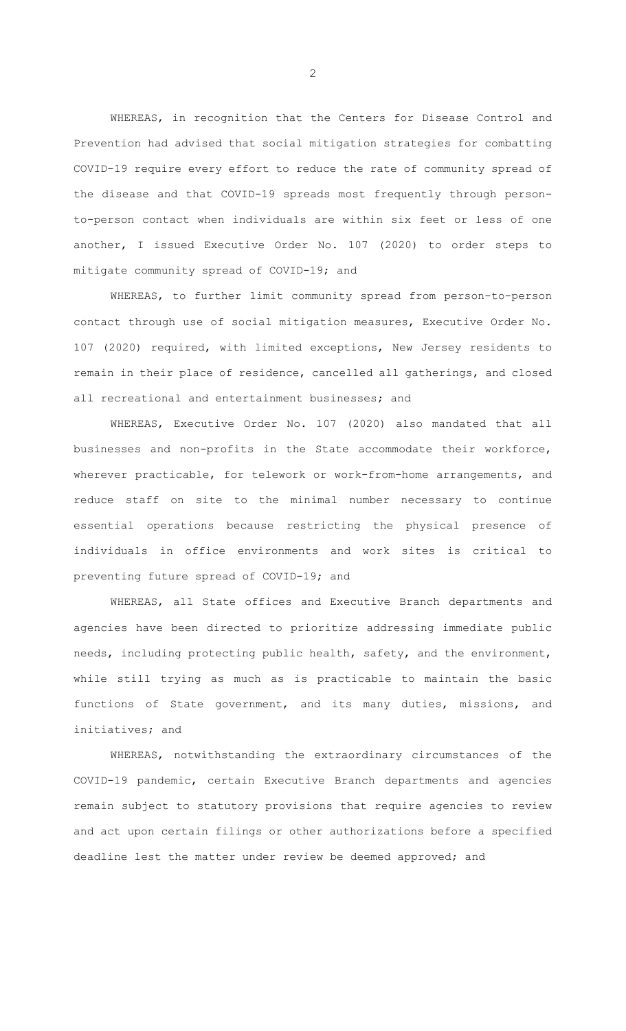WHEREAS, in recognition that the Centers for Disease Control and Prevention had advised that social mitigation strategies for combatting COVID-19 require every effort to reduce the rate of community spread of the disease and that COVID-19 spreads most frequently through person-to-person contact when individuals are within six feet or less of one another, I issued Executive Order No. 107 (2020) to order steps to mitigate community spread of COVID-19; and

WHEREAS, to further limit community spread from person-to-person contact through use of social mitigation measures, Executive Order No. 107 (2020) required, with limited exceptions, New Jersey residents to remain in their place of residence, cancelled all gatherings, and closed all recreational and entertainment businesses; and

WHEREAS, Executive Order No. 107 (2020) also mandated that all businesses and non-profits in the State accommodate their workforce, wherever practicable, for telework or work-from-home arrangements, and reduce staff on site to the minimal number necessary to continue essential operations because restricting the physical presence of individuals in office environments and work sites is critical to preventing future spread of COVID-19; and

WHEREAS, all State offices and Executive Branch departments and agencies have been directed to prioritize addressing immediate public needs, including protecting public health, safety, and the environment, while still trying as much as is practicable to maintain the basic functions of State government, and its many duties, missions, and initiatives; and

WHEREAS, notwithstanding the extraordinary circumstances of the COVID-19 pandemic, certain Executive Branch departments and agencies remain subject to statutory provisions that require agencies to review and act upon certain filings or other authorizations before a specified deadline lest the matter under review be deemed approved; and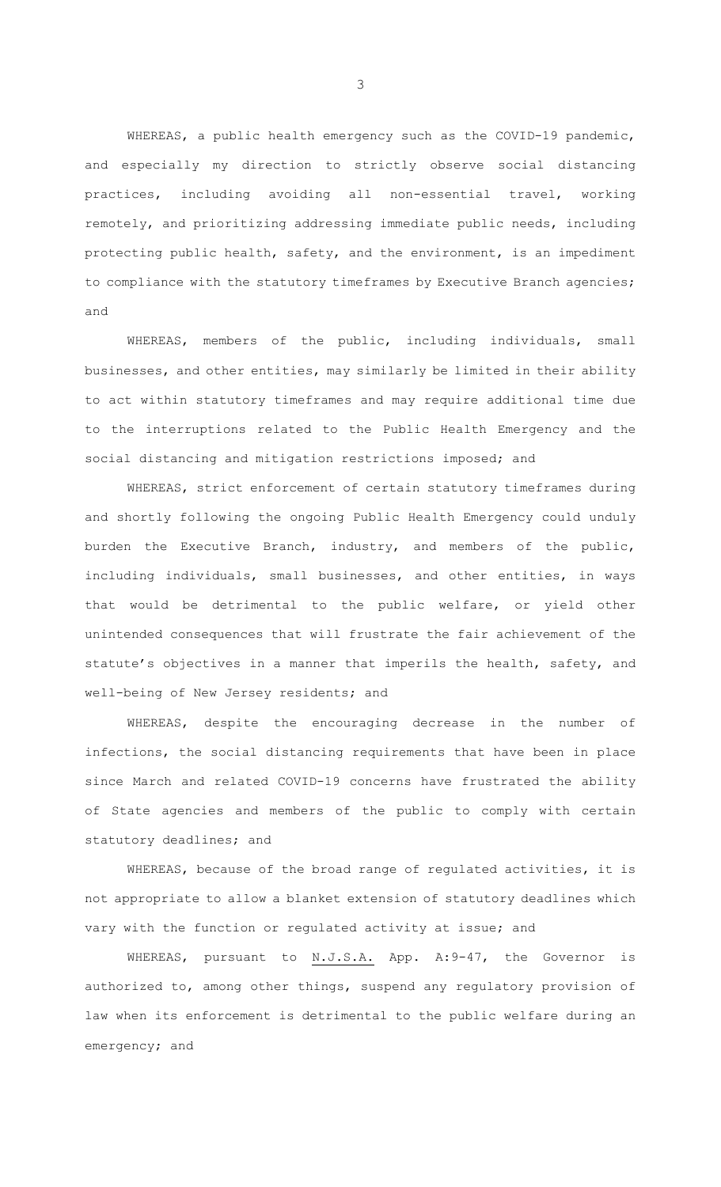WHEREAS, a public health emergency such as the COVID-19 pandemic, and especially my direction to strictly observe social distancing practices, including avoiding all non-essential travel, working remotely, and prioritizing addressing immediate public needs, including protecting public health, safety, and the environment, is an impediment to compliance with the statutory timeframes by Executive Branch agencies; and

WHEREAS, members of the public, including individuals, small businesses, and other entities, may similarly be limited in their ability to act within statutory timeframes and may require additional time due to the interruptions related to the Public Health Emergency and the social distancing and mitigation restrictions imposed; and

WHEREAS, strict enforcement of certain statutory timeframes during and shortly following the ongoing Public Health Emergency could unduly burden the Executive Branch, industry, and members of the public, including individuals, small businesses, and other entities, in ways that would be detrimental to the public welfare, or yield other unintended consequences that will frustrate the fair achievement of the statute's objectives in a manner that imperils the health, safety, and well-being of New Jersey residents; and

WHEREAS, despite the encouraging decrease in the number of infections, the social distancing requirements that have been in place since March and related COVID-19 concerns have frustrated the ability of State agencies and members of the public to comply with certain statutory deadlines; and

WHEREAS, because of the broad range of regulated activities, it is not appropriate to allow a blanket extension of statutory deadlines which vary with the function or regulated activity at issue; and

WHEREAS, pursuant to N.J.S.A. App. A:9-47, the Governor is authorized to, among other things, suspend any regulatory provision of law when its enforcement is detrimental to the public welfare during an emergency; and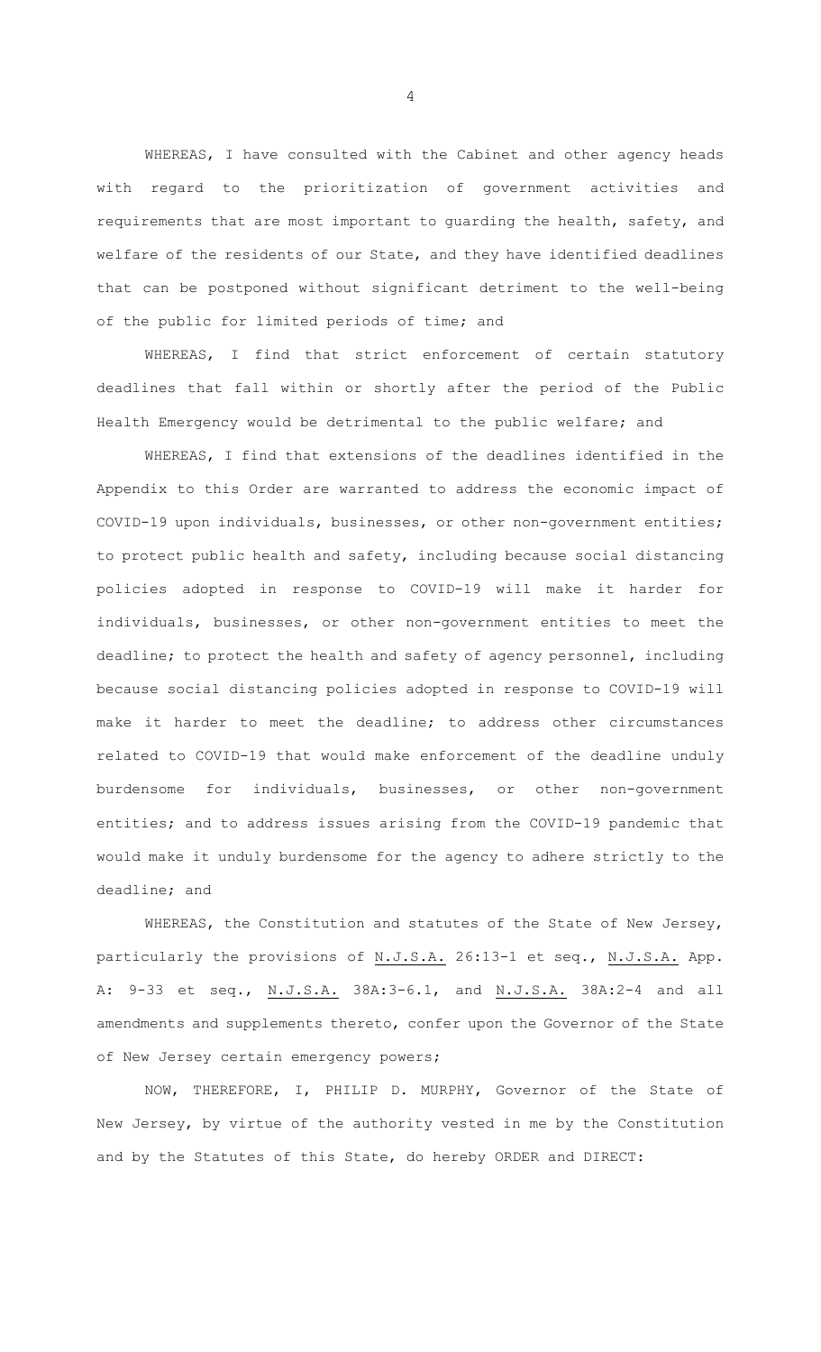WHEREAS, I have consulted with the Cabinet and other agency heads with regard to the prioritization of government activities and requirements that are most important to guarding the health, safety, and welfare of the residents of our State, and they have identified deadlines that can be postponed without significant detriment to the well-being of the public for limited periods of time; and

WHEREAS, I find that strict enforcement of certain statutory deadlines that fall within or shortly after the period of the Public Health Emergency would be detrimental to the public welfare; and

WHEREAS, I find that extensions of the deadlines identified in the Appendix to this Order are warranted to address the economic impact of COVID-19 upon individuals, businesses, or other non-government entities; to protect public health and safety, including because social distancing policies adopted in response to COVID-19 will make it harder for individuals, businesses, or other non-government entities to meet the deadline; to protect the health and safety of agency personnel, including because social distancing policies adopted in response to COVID-19 will make it harder to meet the deadline; to address other circumstances related to COVID-19 that would make enforcement of the deadline unduly burdensome for individuals, businesses, or other non-government entities; and to address issues arising from the COVID-19 pandemic that would make it unduly burdensome for the agency to adhere strictly to the deadline; and

WHEREAS, the Constitution and statutes of the State of New Jersey, particularly the provisions of N.J.S.A. 26:13-1 et seq., N.J.S.A. App. A: 9-33 et seq., N.J.S.A. 38A:3-6.1, and N.J.S.A. 38A:2-4 and all amendments and supplements thereto, confer upon the Governor of the State of New Jersey certain emergency powers;

NOW, THEREFORE, I, PHILIP D. MURPHY, Governor of the State of New Jersey, by virtue of the authority vested in me by the Constitution and by the Statutes of this State, do hereby ORDER and DIRECT: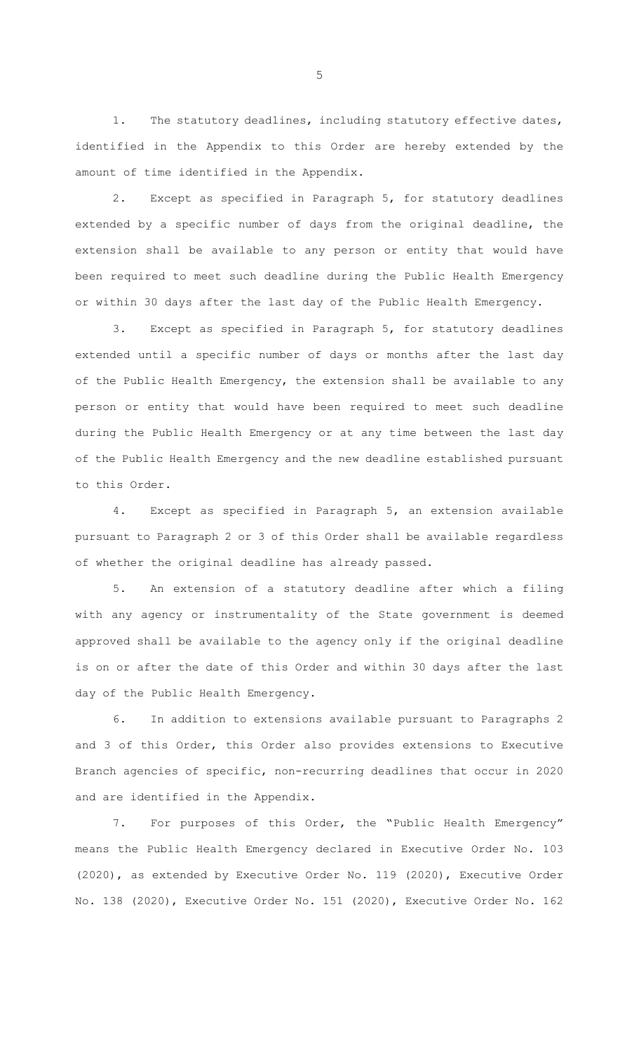1. The statutory deadlines, including statutory effective dates, identified in the Appendix to this Order are hereby extended by the amount of time identified in the Appendix.

2. Except as specified in Paragraph 5, for statutory deadlines extended by a specific number of days from the original deadline, the extension shall be available to any person or entity that would have been required to meet such deadline during the Public Health Emergency or within 30 days after the last day of the Public Health Emergency.

3. Except as specified in Paragraph 5, for statutory deadlines extended until a specific number of days or months after the last day of the Public Health Emergency, the extension shall be available to any person or entity that would have been required to meet such deadline during the Public Health Emergency or at any time between the last day of the Public Health Emergency and the new deadline established pursuant to this Order.

4. Except as specified in Paragraph 5, an extension available pursuant to Paragraph 2 or 3 of this Order shall be available regardless of whether the original deadline has already passed.

5. An extension of a statutory deadline after which a filing with any agency or instrumentality of the State government is deemed approved shall be available to the agency only if the original deadline is on or after the date of this Order and within 30 days after the last day of the Public Health Emergency.

6. In addition to extensions available pursuant to Paragraphs 2 and 3 of this Order, this Order also provides extensions to Executive Branch agencies of specific, non-recurring deadlines that occur in 2020 and are identified in the Appendix.

7. For purposes of this Order, the "Public Health Emergency" means the Public Health Emergency declared in Executive Order No. 103 (2020), as extended by Executive Order No. 119 (2020), Executive Order No. 138 (2020), Executive Order No. 151 (2020), Executive Order No. 162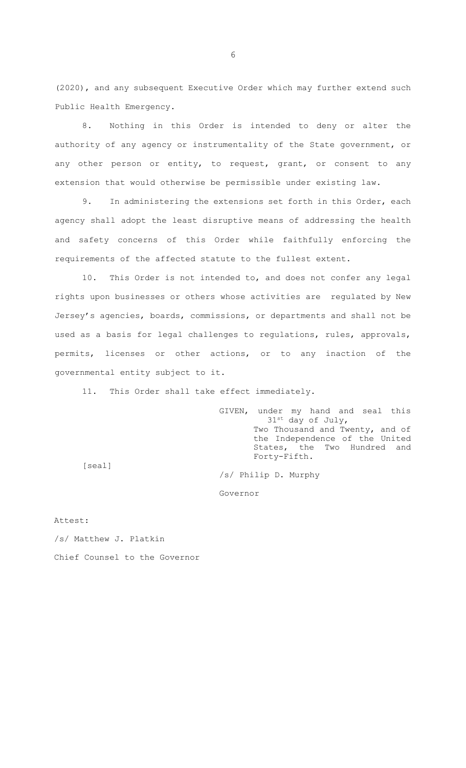(2020), and any subsequent Executive Order which may further extend such Public Health Emergency.

8. Nothing in this Order is intended to deny or alter the authority of any agency or instrumentality of the State government, or any other person or entity, to request, grant, or consent to any extension that would otherwise be permissible under existing law.

9. In administering the extensions set forth in this Order, each agency shall adopt the least disruptive means of addressing the health and safety concerns of this Order while faithfully enforcing the requirements of the affected statute to the fullest extent.

10. This Order is not intended to, and does not confer any legal rights upon businesses or others whose activities are regulated by New Jersey's agencies, boards, commissions, or departments and shall not be used as a basis for legal challenges to regulations, rules, approvals, permits, licenses or other actions, or to any inaction of the governmental entity subject to it.

11. This Order shall take effect immediately.

GIVEN, under my hand and seal this 31st day of July, Two Thousand and Twenty, and of the Independence of the United States, the Two Hundred and Forty-Fifth.

[seal]

/s/ Philip D. Murphy

Governor

Attest:

/s/ Matthew J. Platkin

Chief Counsel to the Governor